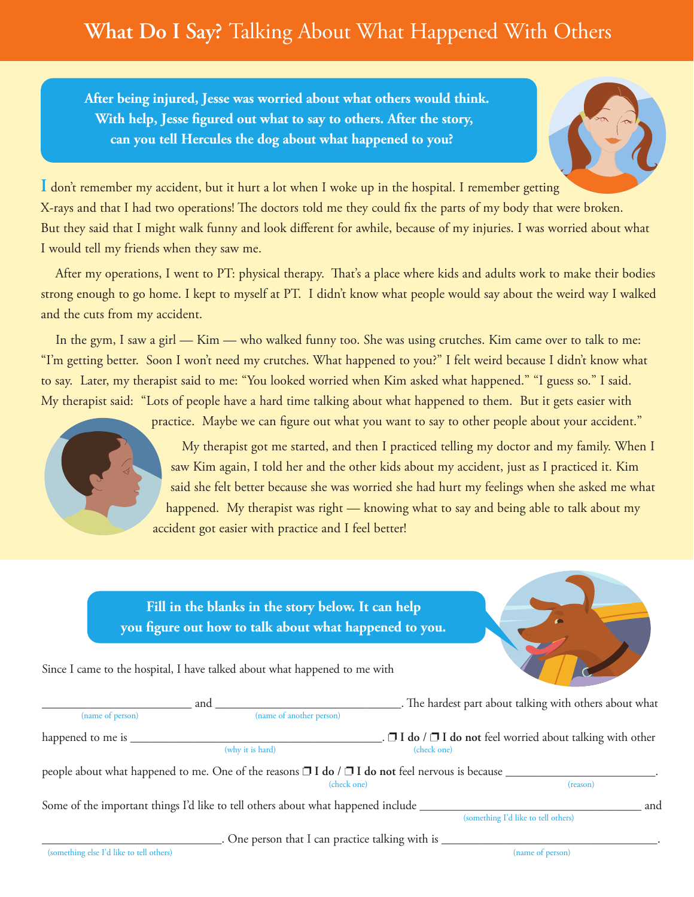# **What Do I Say?** Talking About What Happened With Others

**After being injured, Jesse was worried about what others would think. With help, Jesse figured out what to say to others. After the story, can you tell Hercules the dog about what happened to you?**

I don't remember my accident, but it hurt a lot when I woke up in the hospital. I remember getting X-rays and that I had two operations! The doctors told me they could fix the parts of my body that were broken. But they said that I might walk funny and look different for awhile, because of my injuries. I was worried about what I would tell my friends when they saw me.

After my operations, I went to PT: physical therapy. That's a place where kids and adults work to make their bodies strong enough to go home. I kept to myself at PT. I didn't know what people would say about the weird way I walked and the cuts from my accident.

In the gym, I saw a girl — Kim — who walked funny too. She was using crutches. Kim came over to talk to me: "I'm getting better. Soon I won't need my crutches. What happened to you?" I felt weird because I didn't know what to say. Later, my therapist said to me: "You looked worried when Kim asked what happened." "I guess so." I said. My therapist said: "Lots of people have a hard time talking about what happened to them. But it gets easier with practice. Maybe we can figure out what you want to say to other people about your accident."

My therapist got me started, and then I practiced telling my doctor and my family. When I saw Kim again, I told her and the other kids about my accident, just as I practiced it. Kim said she felt better because she was worried she had hurt my feelings when she asked me what happened. My therapist was right — knowing what to say and being able to talk about my accident got easier with practice and I feel better!

**Fill in the blanks in the story below. It can help you figure out how to talk about what happened to you.**

Since I came to the hospital, I have talked about what happened to me with ________________________ (name of person) and ______________________________ (name of another person). The hardest part about talking with others about what happened to me is ________________________________________ (why it is hard). ❒ **I do** / ❒ **I do not** (check one) feel worried about talking with other people about what happened to me. One of the reasons ❒ **I do** / ❒ **I do not** (check one) feel nervous is because ________________________ (reason).

Some of the important things I'd like to tell others about what happened include ____________________________________ (something I'd like to tell others) and ______________________________ (something else I'd like to tell others). One person that I can practice talking with is ____________________________________ (name of person).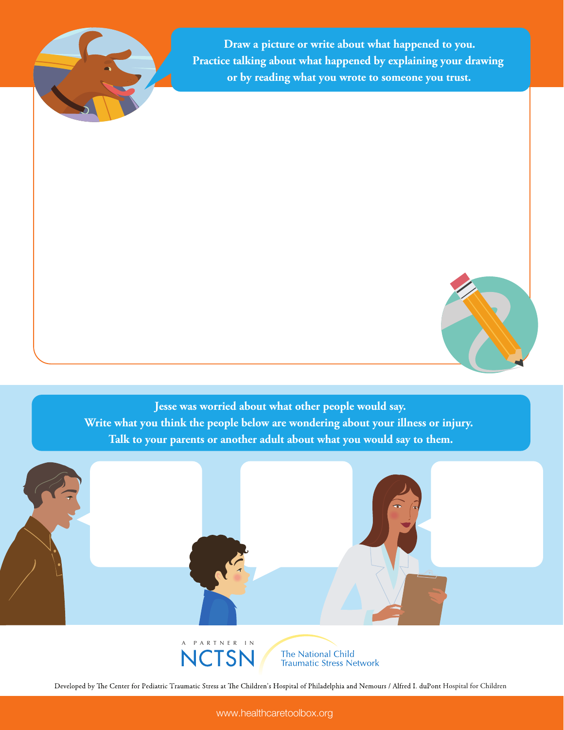Draw a picture or write about what happened to you.
Practice talking about what happened by explaining your drawing or by reading what you wrote to someone you trust.

Jesse was worried about what other people would say.
Write what you think the people below are wondering about your illness or injury.
Talk to your parents or another adult about what you would say to them.

A PARTNER IN NCTSN The National Child Traumatic Stress Network

Developed by The Center for Pediatric Traumatic Stress at The Children's Hospital of Philadelphia and Nemours / Alfred I. duPont Hospital for Children

www.healthcaretoolbox.org